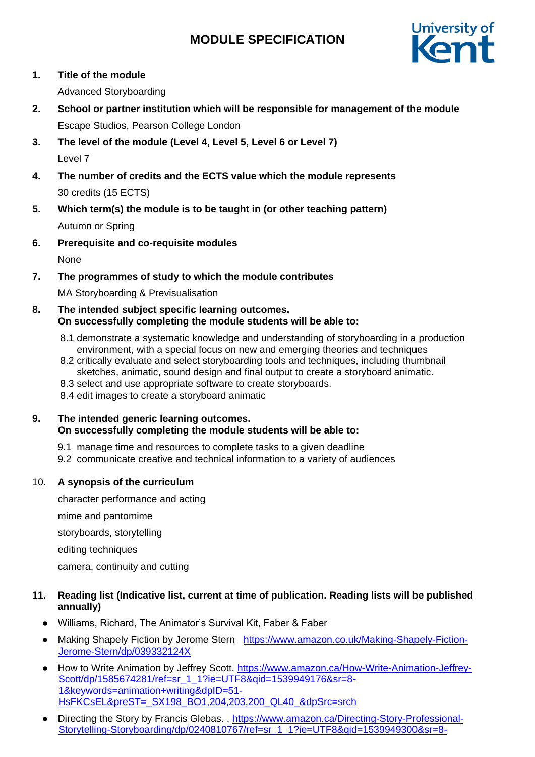# MODULE SPECIFICATION

1. **Title of the module**

   Advanced Storyboarding

2. **School or partner institution which will be responsible for management of the module**

   Escape Studios, Pearson College London

3. **The level of the module (Level 4, Level 5, Level 6 or Level 7)**

   Level 7

4. **The number of credits and the ECTS value which the module represents**

   30 credits (15 ECTS)

5. **Which term(s) the module is to be taught in (or other teaching pattern)**

   Autumn or Spring

6. **Prerequisite and co-requisite modules**

   None

7. **The programmes of study to which the module contributes**

   MA Storyboarding & Previsualisation

8. **The intended subject specific learning outcomes.**
   **On successfully completing the module students will be able to:**

   8.1 demonstrate a systematic knowledge and understanding of storyboarding in a production environment, with a special focus on new and emerging theories and techniques
   8.2 critically evaluate and select storyboarding tools and techniques, including thumbnail sketches, animatic, sound design and final output to create a storyboard animatic.
   8.3 select and use appropriate software to create storyboards.
   8.4 edit images to create a storyboard animatic

9. **The intended generic learning outcomes.**
   **On successfully completing the module students will be able to:**

   9.1 manage time and resources to complete tasks to a given deadline
   9.2 communicate creative and technical information to a variety of audiences

10. **A synopsis of the curriculum**

    character performance and acting

    mime and pantomime

    storyboards, storytelling

    editing techniques

    camera, continuity and cutting

11. **Reading list (Indicative list, current at time of publication. Reading lists will be published annually)**

- Williams, Richard, The Animator's Survival Kit, Faber & Faber
- Making Shapely Fiction by Jerome Stern https://www.amazon.co.uk/Making-Shapely-Fiction-Jerome-Stern/dp/039332124X
- How to Write Animation by Jeffrey Scott. https://www.amazon.ca/How-Write-Animation-Jeffrey-Scott/dp/1585674281/ref=sr_1_1?ie=UTF8&qid=1539949176&sr=8-1&keywords=animation+writing&dpID=51-HsFKCsEL&preST=_SX198_BO1,204,203,200_QL40_&dpSrc=srch
- Directing the Story by Francis Glebas. . https://www.amazon.ca/Directing-Story-Professional-Storytelling-Storyboarding/dp/0240810767/ref=sr_1_1?ie=UTF8&qid=1539949300&sr=8-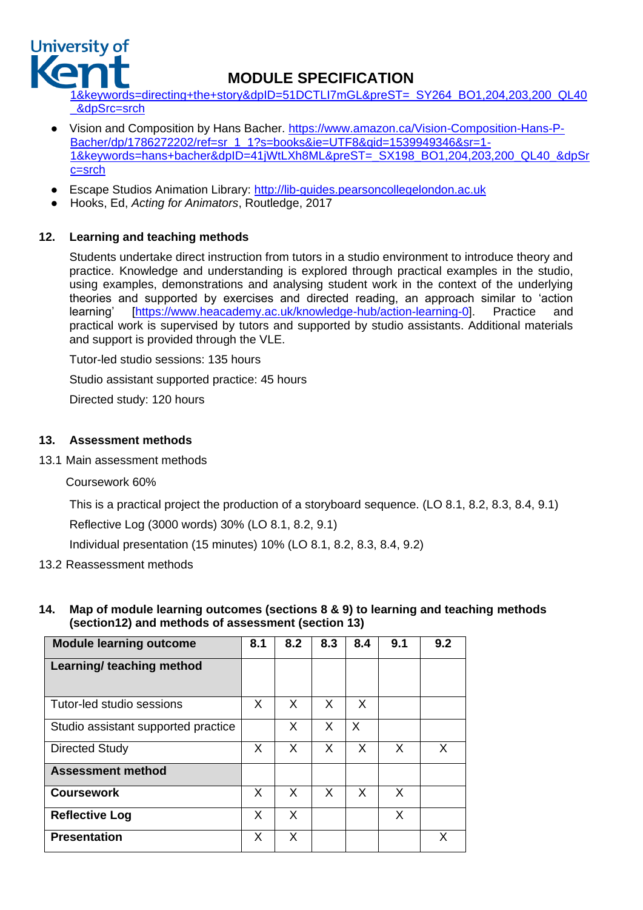1&keywords=directing+the+story&dpID=51DCTLI7mGL&preST=_SY264_BO1,204,203,200_QL40_&dpSrc=srch

- Vision and Composition by Hans Bacher. https://www.amazon.ca/Vision-Composition-Hans-P-Bacher/dp/1786272202/ref=sr_1_1?s=books&ie=UTF8&qid=1539949346&sr=1-1&keywords=hans+bacher&dpID=41jWtLXh8ML&preST=_SX198_BO1,204,203,200_QL40_&dpSrc=srch
- Escape Studios Animation Library: http://lib-guides.pearsoncollegelondon.ac.uk
- Hooks, Ed, *Acting for Animators*, Routledge, 2017

## 12. Learning and teaching methods

Students undertake direct instruction from tutors in a studio environment to introduce theory and practice. Knowledge and understanding is explored through practical examples in the studio, using examples, demonstrations and analysing student work in the context of the underlying theories and supported by exercises and directed reading, an approach similar to 'action learning' [https://www.heacademy.ac.uk/knowledge-hub/action-learning-0]. Practice and practical work is supervised by tutors and supported by studio assistants. Additional materials and support is provided through the VLE.

Tutor-led studio sessions: 135 hours

Studio assistant supported practice: 45 hours

Directed study: 120 hours

## 13. Assessment methods

13.1 Main assessment methods

Coursework 60%

This is a practical project the production of a storyboard sequence. (LO 8.1, 8.2, 8.3, 8.4, 9.1)

Reflective Log (3000 words) 30% (LO 8.1, 8.2, 9.1)

Individual presentation (15 minutes) 10% (LO 8.1, 8.2, 8.3, 8.4, 9.2)

13.2 Reassessment methods

## 14. Map of module learning outcomes (sections 8 & 9) to learning and teaching methods (section12) and methods of assessment (section 13)

| Module learning outcome | 8.1 | 8.2 | 8.3 | 8.4 | 9.1 | 9.2 |
|---|---|---|---|---|---|---|
| **Learning/ teaching method** | | | | | | |
| Tutor-led studio sessions | X | X | X | X | | |
| Studio assistant supported practice | | X | X | X | | |
| Directed Study | X | X | X | X | X | X |
| **Assessment method** | | | | | | |
| **Coursework** | X | X | X | X | X | |
| **Reflective Log** | X | X | | | X | |
| **Presentation** | X | X | | | | X |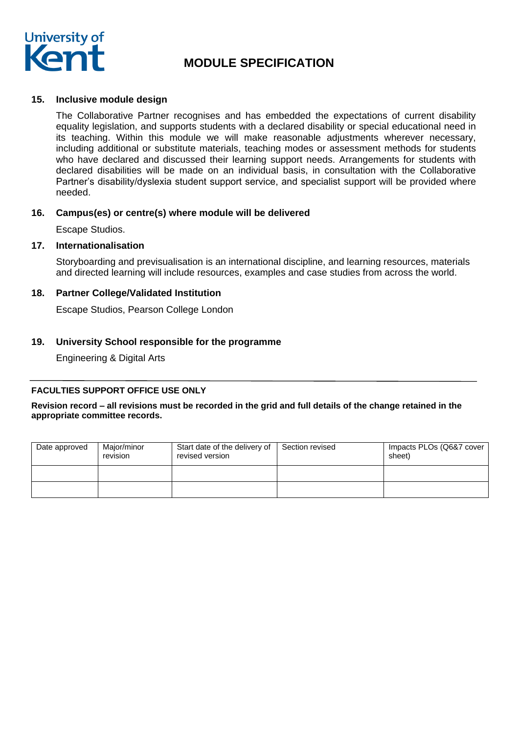### 15. Inclusive module design

The Collaborative Partner recognises and has embedded the expectations of current disability equality legislation, and supports students with a declared disability or special educational need in its teaching. Within this module we will make reasonable adjustments wherever necessary, including additional or substitute materials, teaching modes or assessment methods for students who have declared and discussed their learning support needs. Arrangements for students with declared disabilities will be made on an individual basis, in consultation with the Collaborative Partner's disability/dyslexia student support service, and specialist support will be provided where needed.

### 16. Campus(es) or centre(s) where module will be delivered

Escape Studios.

### 17. Internationalisation

Storyboarding and previsualisation is an international discipline, and learning resources, materials and directed learning will include resources, examples and case studies from across the world.

### 18. Partner College/Validated Institution

Escape Studios, Pearson College London

### 19. University School responsible for the programme

Engineering & Digital Arts

---

**FACULTIES SUPPORT OFFICE USE ONLY**

**Revision record – all revisions must be recorded in the grid and full details of the change retained in the appropriate committee records.**

| Date approved | Major/minor revision | Start date of the delivery of revised version | Section revised | Impacts PLOs (Q6&7 cover sheet) |
|---|---|---|---|---|
| | | | | |
| | | | | |